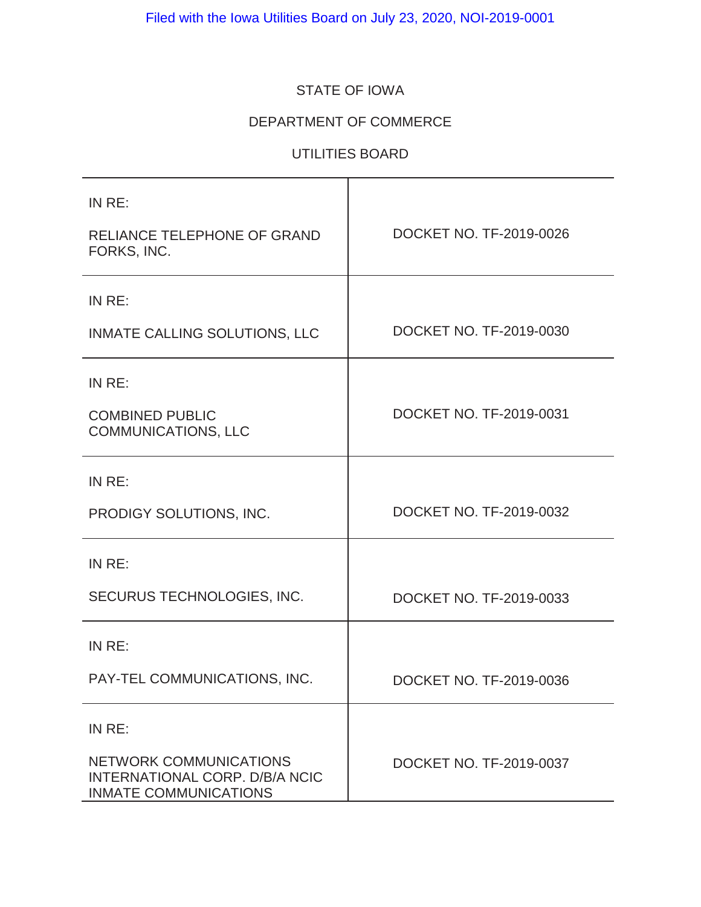Filed with the Iowa Utilities Board on July 23, 2020, NOI-2019-0001

STATE OF IOWA

DEPARTMENT OF COMMERCE

UTILITIES BOARD

| | |
|---|---|
| IN RE:<br><br>RELIANCE TELEPHONE OF GRAND FORKS, INC. | DOCKET NO. TF-2019-0026 |
| IN RE:<br><br>INMATE CALLING SOLUTIONS, LLC | DOCKET NO. TF-2019-0030 |
| IN RE:<br><br>COMBINED PUBLIC COMMUNICATIONS, LLC | DOCKET NO. TF-2019-0031 |
| IN RE:<br><br>PRODIGY SOLUTIONS, INC. | DOCKET NO. TF-2019-0032 |
| IN RE:<br><br>SECURUS TECHNOLOGIES, INC. | DOCKET NO. TF-2019-0033 |
| IN RE:<br><br>PAY-TEL COMMUNICATIONS, INC. | DOCKET NO. TF-2019-0036 |
| IN RE:<br><br>NETWORK COMMUNICATIONS INTERNATIONAL CORP. D/B/A NCIC INMATE COMMUNICATIONS | DOCKET NO. TF-2019-0037 |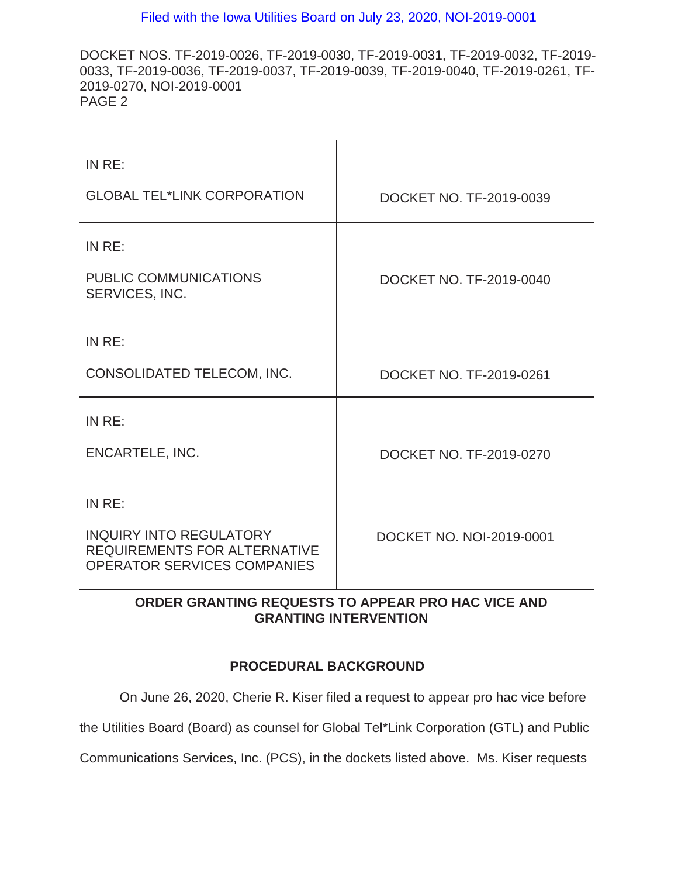| IN RE: GLOBAL TEL*LINK CORPORATION | DOCKET NO. TF-2019-0039 |
|---|---|
| IN RE: PUBLIC COMMUNICATIONS SERVICES, INC. | DOCKET NO. TF-2019-0040 |
| IN RE: CONSOLIDATED TELECOM, INC. | DOCKET NO. TF-2019-0261 |
| IN RE: ENCARTELE, INC. | DOCKET NO. TF-2019-0270 |
| IN RE: INQUIRY INTO REGULATORY REQUIREMENTS FOR ALTERNATIVE OPERATOR SERVICES COMPANIES | DOCKET NO. NOI-2019-0001 |

**ORDER GRANTING REQUESTS TO APPEAR PRO HAC VICE AND GRANTING INTERVENTION**

## PROCEDURAL BACKGROUND

On June 26, 2020, Cherie R. Kiser filed a request to appear pro hac vice before the Utilities Board (Board) as counsel for Global Tel*Link Corporation (GTL) and Public Communications Services, Inc. (PCS), in the dockets listed above. Ms. Kiser requests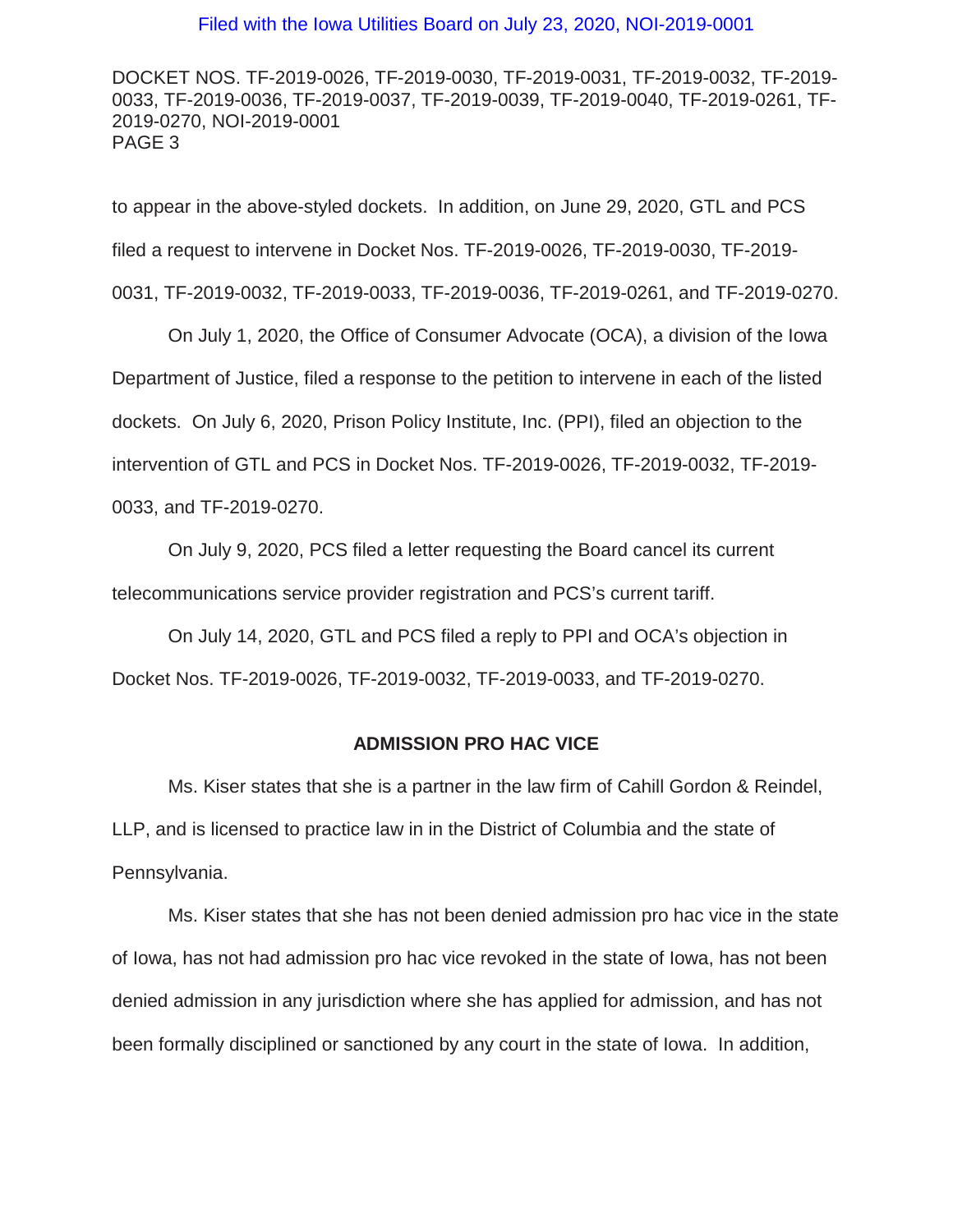to appear in the above-styled dockets. In addition, on June 29, 2020, GTL and PCS filed a request to intervene in Docket Nos. TF-2019-0026, TF-2019-0030, TF-2019-0031, TF-2019-0032, TF-2019-0033, TF-2019-0036, TF-2019-0261, and TF-2019-0270.

On July 1, 2020, the Office of Consumer Advocate (OCA), a division of the Iowa Department of Justice, filed a response to the petition to intervene in each of the listed dockets. On July 6, 2020, Prison Policy Institute, Inc. (PPI), filed an objection to the intervention of GTL and PCS in Docket Nos. TF-2019-0026, TF-2019-0032, TF-2019-0033, and TF-2019-0270.

On July 9, 2020, PCS filed a letter requesting the Board cancel its current telecommunications service provider registration and PCS's current tariff.

On July 14, 2020, GTL and PCS filed a reply to PPI and OCA's objection in Docket Nos. TF-2019-0026, TF-2019-0032, TF-2019-0033, and TF-2019-0270.

## ADMISSION PRO HAC VICE

Ms. Kiser states that she is a partner in the law firm of Cahill Gordon & Reindel, LLP, and is licensed to practice law in in the District of Columbia and the state of Pennsylvania.

Ms. Kiser states that she has not been denied admission pro hac vice in the state of Iowa, has not had admission pro hac vice revoked in the state of Iowa, has not been denied admission in any jurisdiction where she has applied for admission, and has not been formally disciplined or sanctioned by any court in the state of Iowa. In addition,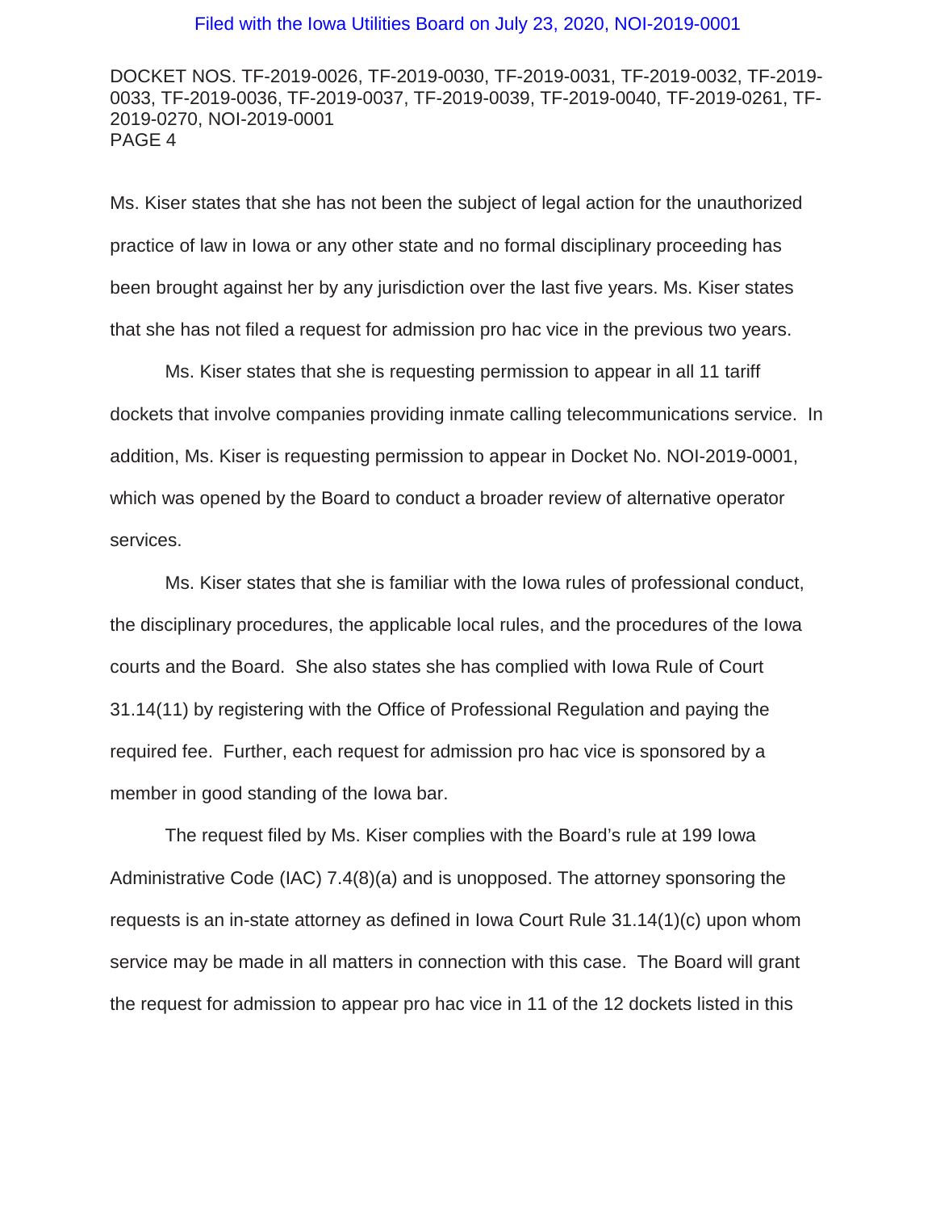Ms. Kiser states that she has not been the subject of legal action for the unauthorized practice of law in Iowa or any other state and no formal disciplinary proceeding has been brought against her by any jurisdiction over the last five years. Ms. Kiser states that she has not filed a request for admission pro hac vice in the previous two years.

Ms. Kiser states that she is requesting permission to appear in all 11 tariff dockets that involve companies providing inmate calling telecommunications service. In addition, Ms. Kiser is requesting permission to appear in Docket No. NOI-2019-0001, which was opened by the Board to conduct a broader review of alternative operator services.

Ms. Kiser states that she is familiar with the Iowa rules of professional conduct, the disciplinary procedures, the applicable local rules, and the procedures of the Iowa courts and the Board. She also states she has complied with Iowa Rule of Court 31.14(11) by registering with the Office of Professional Regulation and paying the required fee. Further, each request for admission pro hac vice is sponsored by a member in good standing of the Iowa bar.

The request filed by Ms. Kiser complies with the Board's rule at 199 Iowa Administrative Code (IAC) 7.4(8)(a) and is unopposed. The attorney sponsoring the requests is an in-state attorney as defined in Iowa Court Rule 31.14(1)(c) upon whom service may be made in all matters in connection with this case. The Board will grant the request for admission to appear pro hac vice in 11 of the 12 dockets listed in this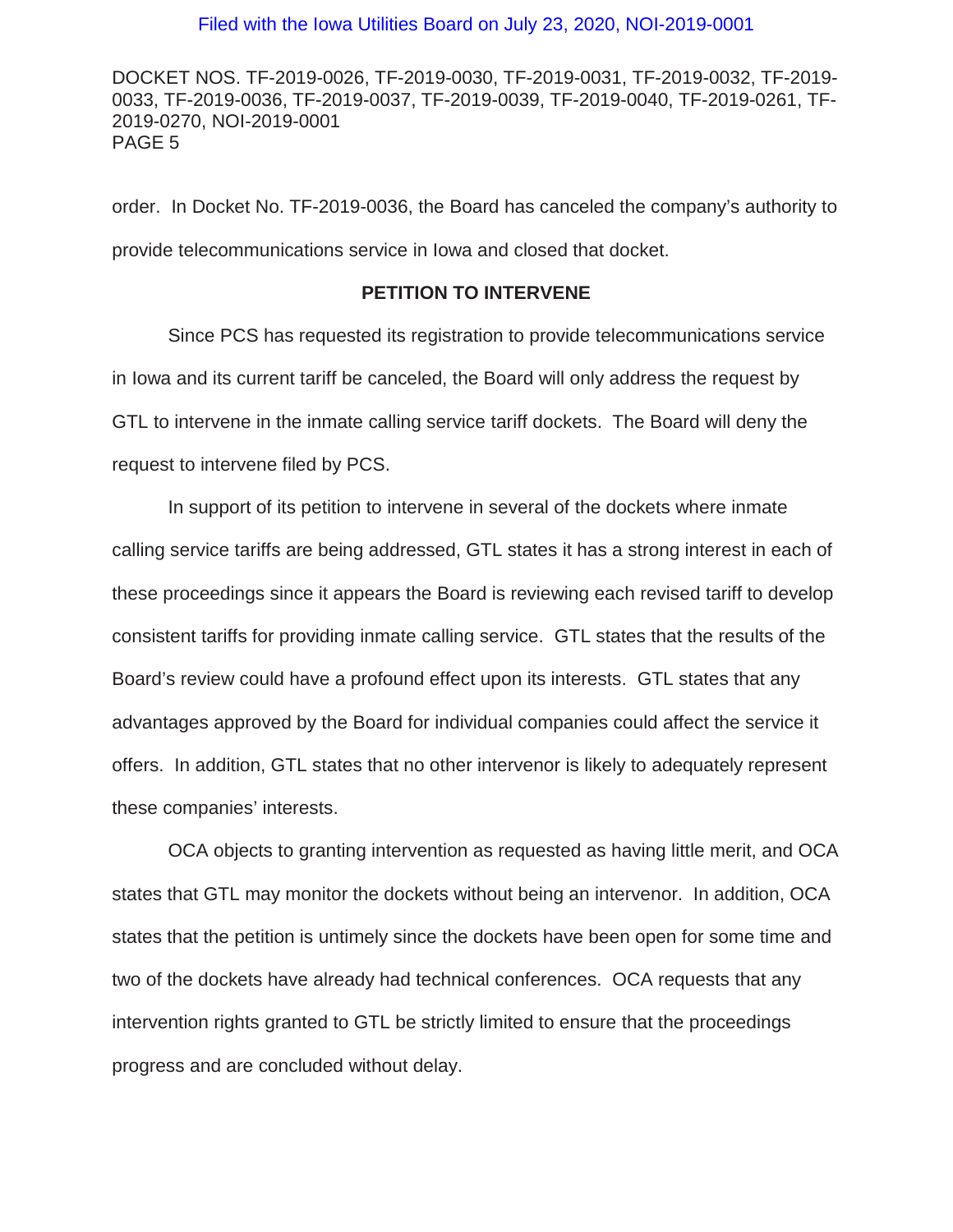order. In Docket No. TF-2019-0036, the Board has canceled the company's authority to provide telecommunications service in Iowa and closed that docket.

**PETITION TO INTERVENE**

Since PCS has requested its registration to provide telecommunications service in Iowa and its current tariff be canceled, the Board will only address the request by GTL to intervene in the inmate calling service tariff dockets. The Board will deny the request to intervene filed by PCS.

In support of its petition to intervene in several of the dockets where inmate calling service tariffs are being addressed, GTL states it has a strong interest in each of these proceedings since it appears the Board is reviewing each revised tariff to develop consistent tariffs for providing inmate calling service. GTL states that the results of the Board's review could have a profound effect upon its interests. GTL states that any advantages approved by the Board for individual companies could affect the service it offers. In addition, GTL states that no other intervenor is likely to adequately represent these companies' interests.

OCA objects to granting intervention as requested as having little merit, and OCA states that GTL may monitor the dockets without being an intervenor. In addition, OCA states that the petition is untimely since the dockets have been open for some time and two of the dockets have already had technical conferences. OCA requests that any intervention rights granted to GTL be strictly limited to ensure that the proceedings progress and are concluded without delay.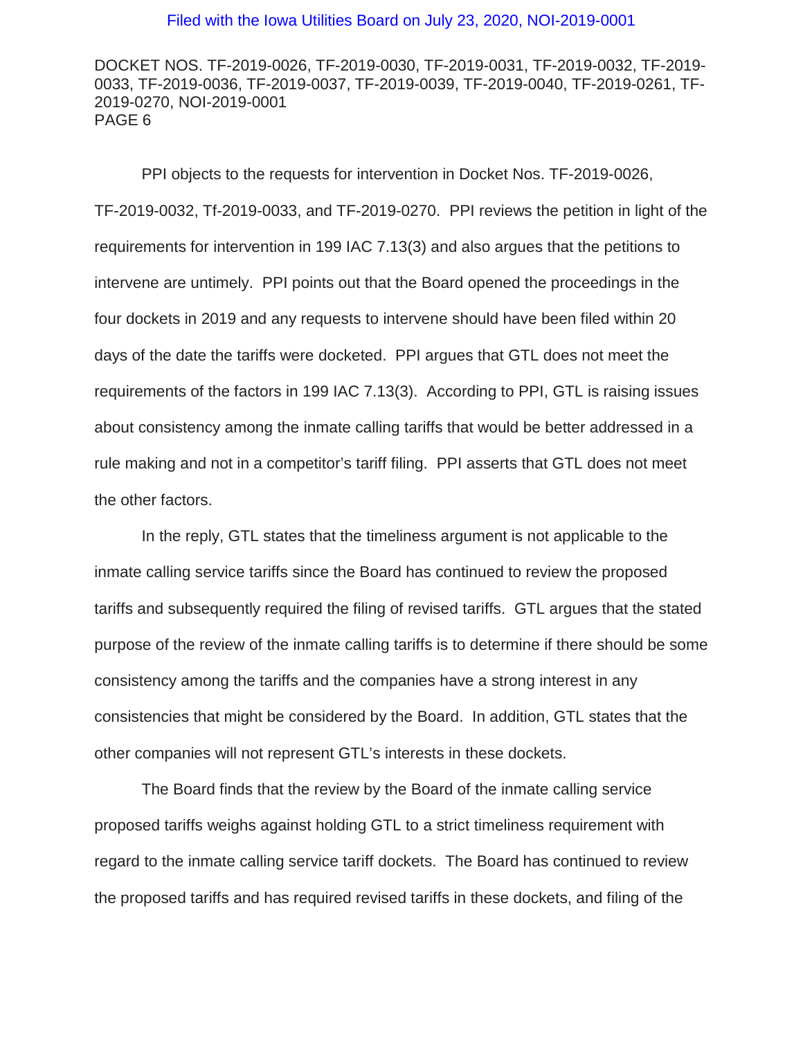PPI objects to the requests for intervention in Docket Nos. TF-2019-0026, TF-2019-0032, Tf-2019-0033, and TF-2019-0270. PPI reviews the petition in light of the requirements for intervention in 199 IAC 7.13(3) and also argues that the petitions to intervene are untimely. PPI points out that the Board opened the proceedings in the four dockets in 2019 and any requests to intervene should have been filed within 20 days of the date the tariffs were docketed. PPI argues that GTL does not meet the requirements of the factors in 199 IAC 7.13(3). According to PPI, GTL is raising issues about consistency among the inmate calling tariffs that would be better addressed in a rule making and not in a competitor's tariff filing. PPI asserts that GTL does not meet the other factors.

In the reply, GTL states that the timeliness argument is not applicable to the inmate calling service tariffs since the Board has continued to review the proposed tariffs and subsequently required the filing of revised tariffs. GTL argues that the stated purpose of the review of the inmate calling tariffs is to determine if there should be some consistency among the tariffs and the companies have a strong interest in any consistencies that might be considered by the Board. In addition, GTL states that the other companies will not represent GTL's interests in these dockets.

The Board finds that the review by the Board of the inmate calling service proposed tariffs weighs against holding GTL to a strict timeliness requirement with regard to the inmate calling service tariff dockets. The Board has continued to review the proposed tariffs and has required revised tariffs in these dockets, and filing of the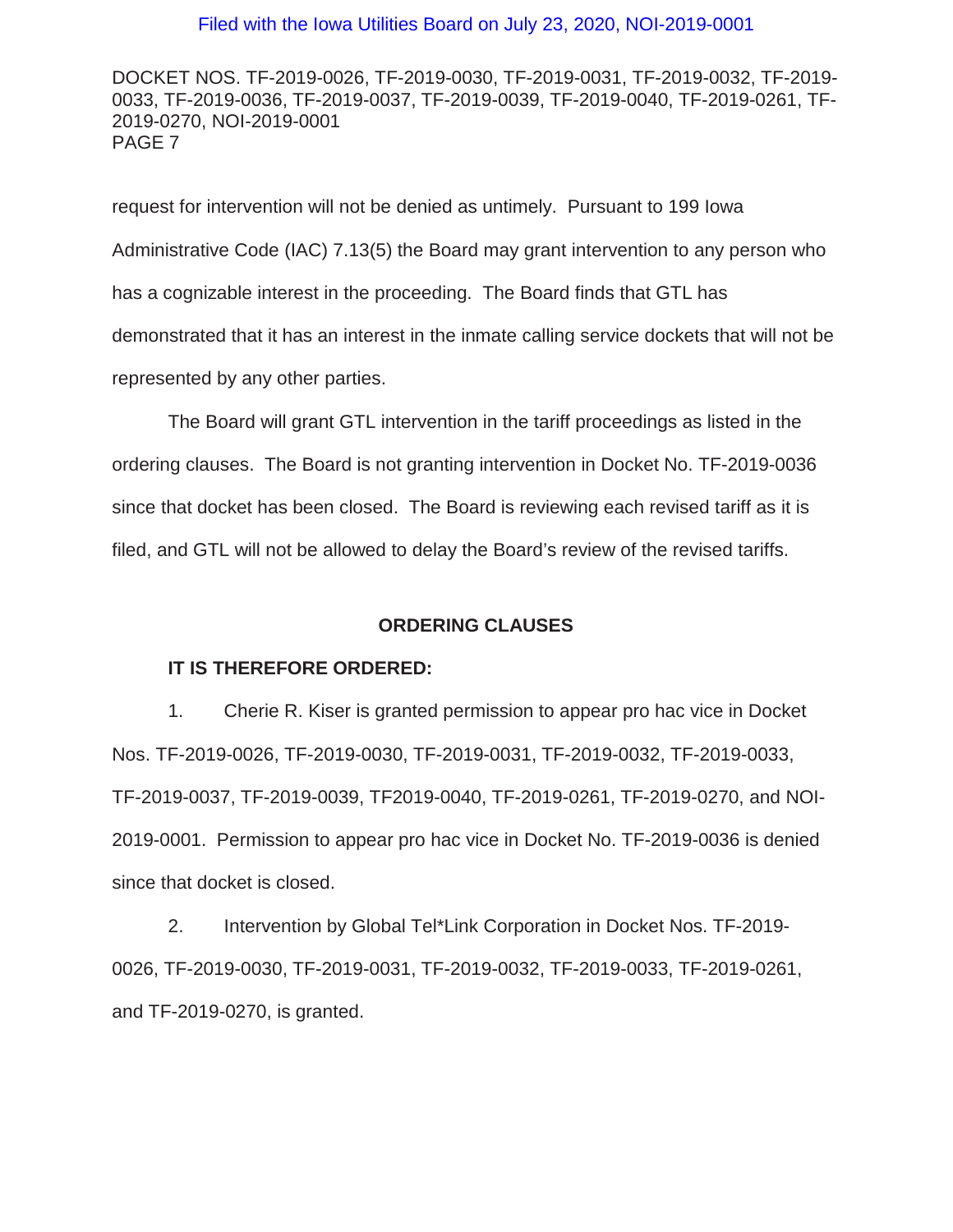request for intervention will not be denied as untimely. Pursuant to 199 Iowa Administrative Code (IAC) 7.13(5) the Board may grant intervention to any person who has a cognizable interest in the proceeding. The Board finds that GTL has demonstrated that it has an interest in the inmate calling service dockets that will not be represented by any other parties.

The Board will grant GTL intervention in the tariff proceedings as listed in the ordering clauses. The Board is not granting intervention in Docket No. TF-2019-0036 since that docket has been closed. The Board is reviewing each revised tariff as it is filed, and GTL will not be allowed to delay the Board's review of the revised tariffs.

## ORDERING CLAUSES

**IT IS THEREFORE ORDERED:**

1. Cherie R. Kiser is granted permission to appear pro hac vice in Docket Nos. TF-2019-0026, TF-2019-0030, TF-2019-0031, TF-2019-0032, TF-2019-0033, TF-2019-0037, TF-2019-0039, TF2019-0040, TF-2019-0261, TF-2019-0270, and NOI-2019-0001. Permission to appear pro hac vice in Docket No. TF-2019-0036 is denied since that docket is closed.

2. Intervention by Global Tel*Link Corporation in Docket Nos. TF-2019-0026, TF-2019-0030, TF-2019-0031, TF-2019-0032, TF-2019-0033, TF-2019-0261, and TF-2019-0270, is granted.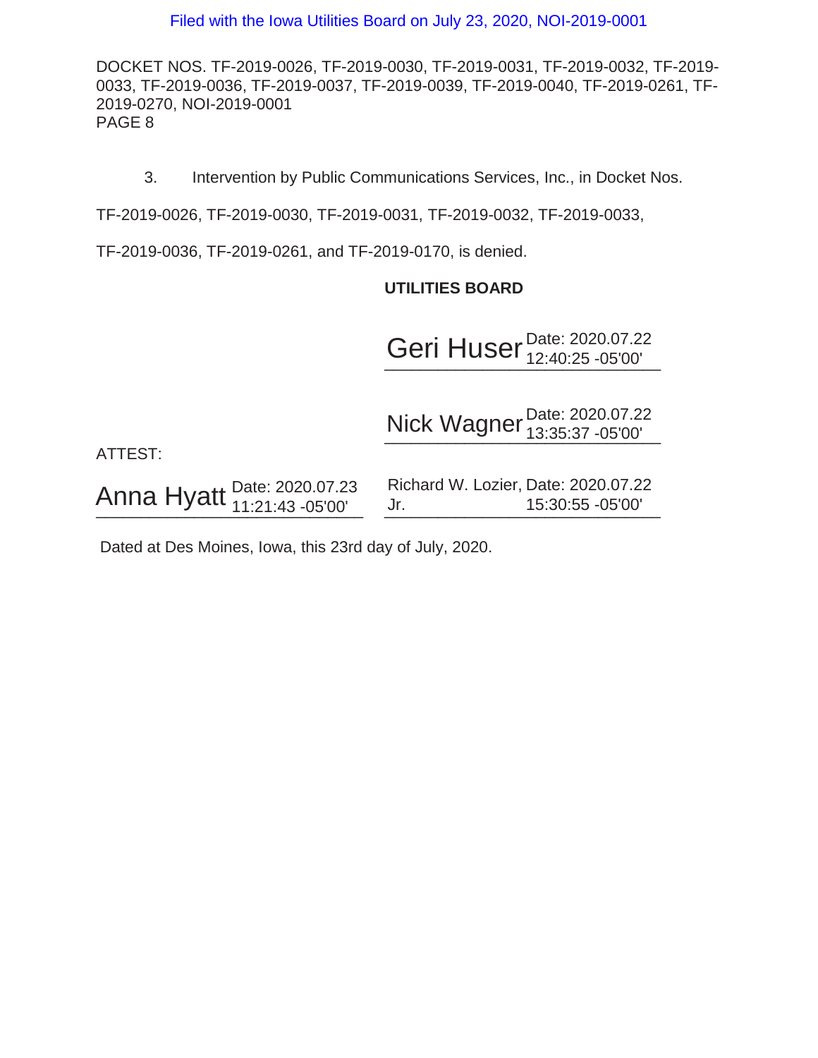3. Intervention by Public Communications Services, Inc., in Docket Nos. TF-2019-0026, TF-2019-0030, TF-2019-0031, TF-2019-0032, TF-2019-0033, TF-2019-0036, TF-2019-0261, and TF-2019-0170, is denied.

**UTILITIES BOARD**

Geri Huser Date: 2020.07.22 12:40:25 -05'00'

Nick Wagner Date: 2020.07.22 13:35:37 -05'00'

ATTEST:

Anna Hyatt Date: 2020.07.23 11:21:43 -05'00'

Richard W. Lozier, Jr. Date: 2020.07.22 15:30:55 -05'00'

Dated at Des Moines, Iowa, this 23rd day of July, 2020.